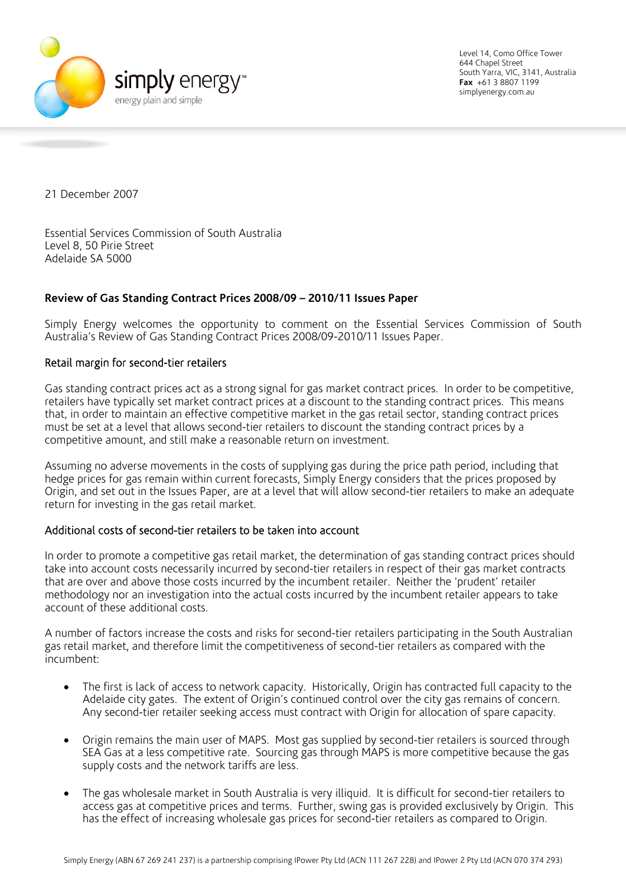Level 14, Como Office Tower
644 Chapel Street
South Yarra, VIC, 3141, Australia
**Fax** +61 3 8807 1199
simplyenergy.com.au

21 December 2007

Essential Services Commission of South Australia
Level 8, 50 Pirie Street
Adelaide SA 5000

**Review of Gas Standing Contract Prices 2008/09 – 2010/11 Issues Paper**

Simply Energy welcomes the opportunity to comment on the Essential Services Commission of South Australia's Review of Gas Standing Contract Prices 2008/09-2010/11 Issues Paper.

## Retail margin for second-tier retailers

Gas standing contract prices act as a strong signal for gas market contract prices. In order to be competitive, retailers have typically set market contract prices at a discount to the standing contract prices. This means that, in order to maintain an effective competitive market in the gas retail sector, standing contract prices must be set at a level that allows second-tier retailers to discount the standing contract prices by a competitive amount, and still make a reasonable return on investment.

Assuming no adverse movements in the costs of supplying gas during the price path period, including that hedge prices for gas remain within current forecasts, Simply Energy considers that the prices proposed by Origin, and set out in the Issues Paper, are at a level that will allow second-tier retailers to make an adequate return for investing in the gas retail market.

## Additional costs of second-tier retailers to be taken into account

In order to promote a competitive gas retail market, the determination of gas standing contract prices should take into account costs necessarily incurred by second-tier retailers in respect of their gas market contracts that are over and above those costs incurred by the incumbent retailer. Neither the 'prudent' retailer methodology nor an investigation into the actual costs incurred by the incumbent retailer appears to take account of these additional costs.

A number of factors increase the costs and risks for second-tier retailers participating in the South Australian gas retail market, and therefore limit the competitiveness of second-tier retailers as compared with the incumbent:

- The first is lack of access to network capacity. Historically, Origin has contracted full capacity to the Adelaide city gates. The extent of Origin's continued control over the city gas remains of concern. Any second-tier retailer seeking access must contract with Origin for allocation of spare capacity.
- Origin remains the main user of MAPS. Most gas supplied by second-tier retailers is sourced through SEA Gas at a less competitive rate. Sourcing gas through MAPS is more competitive because the gas supply costs and the network tariffs are less.
- The gas wholesale market in South Australia is very illiquid. It is difficult for second-tier retailers to access gas at competitive prices and terms. Further, swing gas is provided exclusively by Origin. This has the effect of increasing wholesale gas prices for second-tier retailers as compared to Origin.

Simply Energy (ABN 67 269 241 237) is a partnership comprising IPower Pty Ltd (ACN 111 267 228) and IPower 2 Pty Ltd (ACN 070 374 293)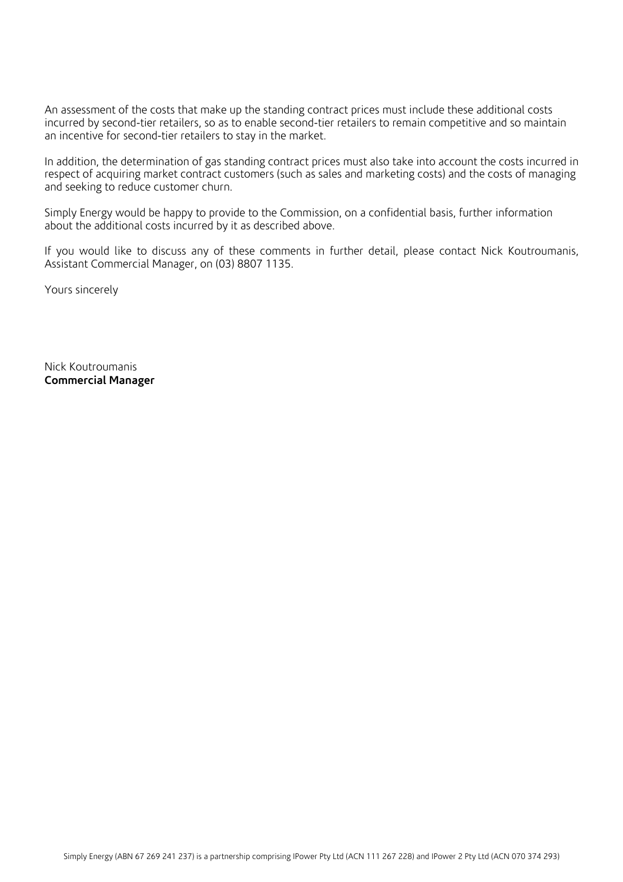An assessment of the costs that make up the standing contract prices must include these additional costs incurred by second-tier retailers, so as to enable second-tier retailers to remain competitive and so maintain an incentive for second-tier retailers to stay in the market.

In addition, the determination of gas standing contract prices must also take into account the costs incurred in respect of acquiring market contract customers (such as sales and marketing costs) and the costs of managing and seeking to reduce customer churn.

Simply Energy would be happy to provide to the Commission, on a confidential basis, further information about the additional costs incurred by it as described above.

If you would like to discuss any of these comments in further detail, please contact Nick Koutroumanis, Assistant Commercial Manager, on (03) 8807 1135.

Yours sincerely

Nick Koutroumanis
**Commercial Manager**

Simply Energy (ABN 67 269 241 237) is a partnership comprising IPower Pty Ltd (ACN 111 267 228) and IPower 2 Pty Ltd (ACN 070 374 293)